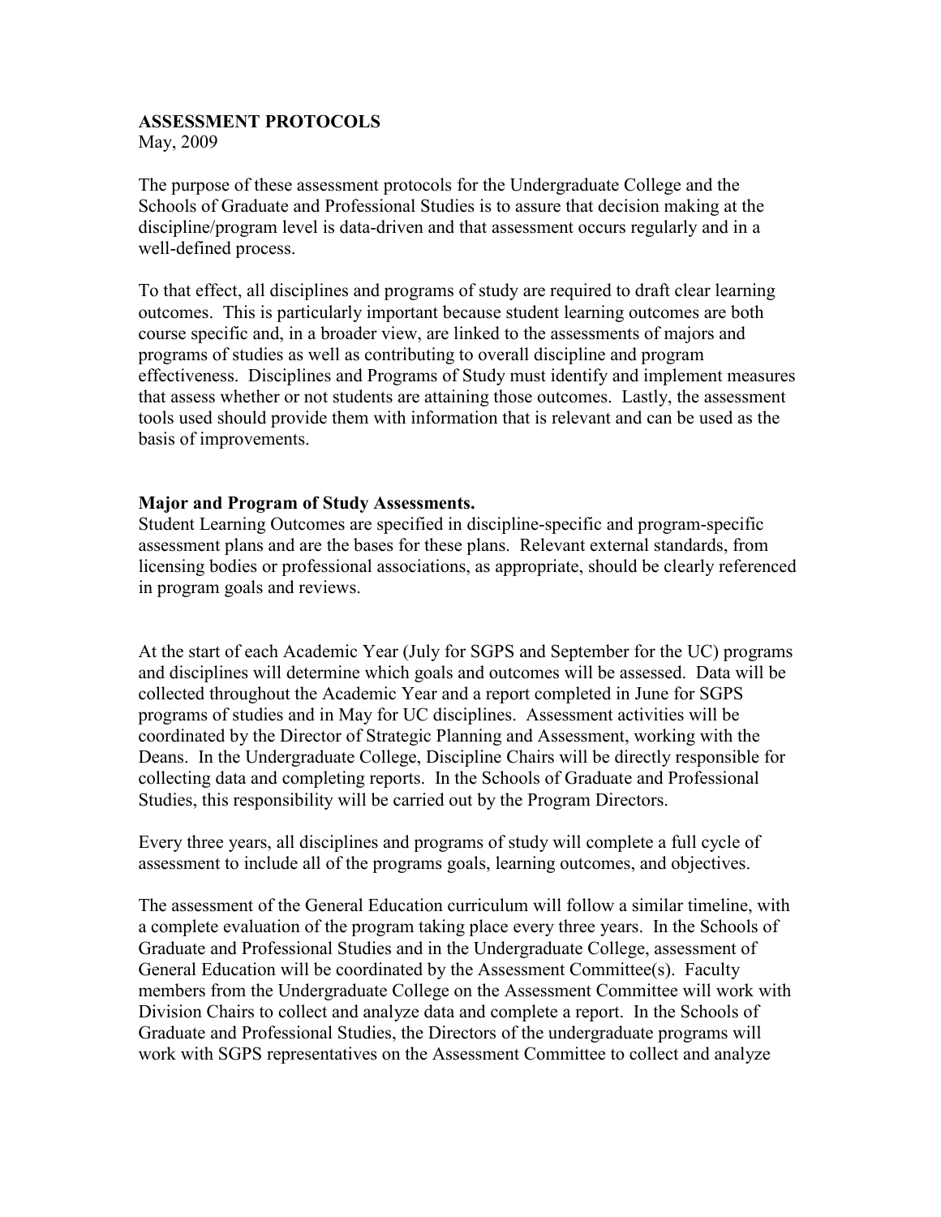**ASSESSMENT PROTOCOLS**
May, 2009

The purpose of these assessment protocols for the Undergraduate College and the Schools of Graduate and Professional Studies is to assure that decision making at the discipline/program level is data-driven and that assessment occurs regularly and in a well-defined process.

To that effect, all disciplines and programs of study are required to draft clear learning outcomes. This is particularly important because student learning outcomes are both course specific and, in a broader view, are linked to the assessments of majors and programs of studies as well as contributing to overall discipline and program effectiveness. Disciplines and Programs of Study must identify and implement measures that assess whether or not students are attaining those outcomes. Lastly, the assessment tools used should provide them with information that is relevant and can be used as the basis of improvements.

**Major and Program of Study Assessments.**
Student Learning Outcomes are specified in discipline-specific and program-specific assessment plans and are the bases for these plans. Relevant external standards, from licensing bodies or professional associations, as appropriate, should be clearly referenced in program goals and reviews.

At the start of each Academic Year (July for SGPS and September for the UC) programs and disciplines will determine which goals and outcomes will be assessed. Data will be collected throughout the Academic Year and a report completed in June for SGPS programs of studies and in May for UC disciplines. Assessment activities will be coordinated by the Director of Strategic Planning and Assessment, working with the Deans. In the Undergraduate College, Discipline Chairs will be directly responsible for collecting data and completing reports. In the Schools of Graduate and Professional Studies, this responsibility will be carried out by the Program Directors.

Every three years, all disciplines and programs of study will complete a full cycle of assessment to include all of the programs goals, learning outcomes, and objectives.

The assessment of the General Education curriculum will follow a similar timeline, with a complete evaluation of the program taking place every three years. In the Schools of Graduate and Professional Studies and in the Undergraduate College, assessment of General Education will be coordinated by the Assessment Committee(s). Faculty members from the Undergraduate College on the Assessment Committee will work with Division Chairs to collect and analyze data and complete a report. In the Schools of Graduate and Professional Studies, the Directors of the undergraduate programs will work with SGPS representatives on the Assessment Committee to collect and analyze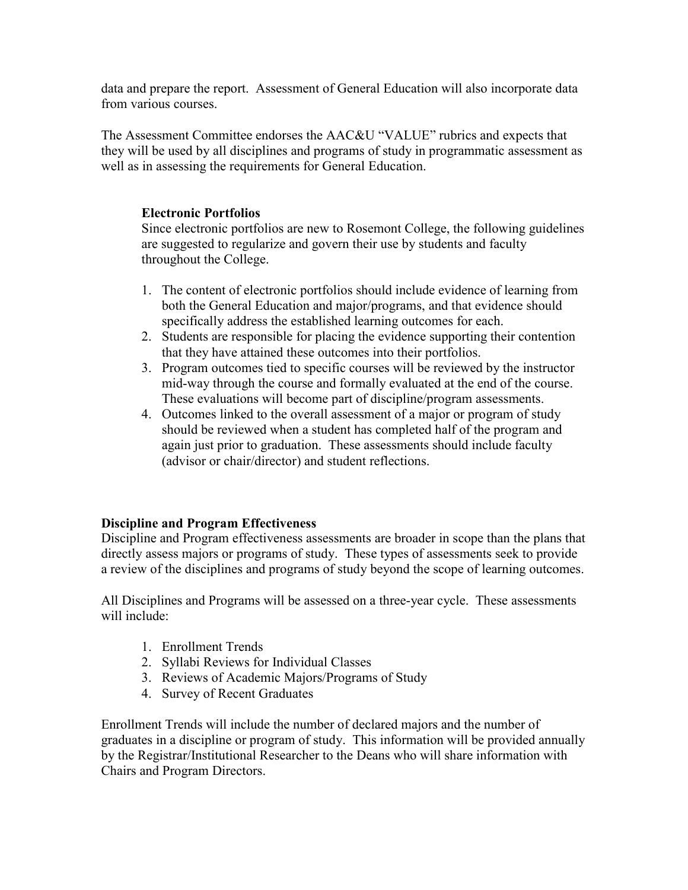data and prepare the report. Assessment of General Education will also incorporate data from various courses.

The Assessment Committee endorses the AAC&U "VALUE" rubrics and expects that they will be used by all disciplines and programs of study in programmatic assessment as well as in assessing the requirements for General Education.

### Electronic Portfolios

Since electronic portfolios are new to Rosemont College, the following guidelines are suggested to regularize and govern their use by students and faculty throughout the College.

1. The content of electronic portfolios should include evidence of learning from both the General Education and major/programs, and that evidence should specifically address the established learning outcomes for each.
2. Students are responsible for placing the evidence supporting their contention that they have attained these outcomes into their portfolios.
3. Program outcomes tied to specific courses will be reviewed by the instructor mid-way through the course and formally evaluated at the end of the course. These evaluations will become part of discipline/program assessments.
4. Outcomes linked to the overall assessment of a major or program of study should be reviewed when a student has completed half of the program and again just prior to graduation. These assessments should include faculty (advisor or chair/director) and student reflections.

## Discipline and Program Effectiveness

Discipline and Program effectiveness assessments are broader in scope than the plans that directly assess majors or programs of study. These types of assessments seek to provide a review of the disciplines and programs of study beyond the scope of learning outcomes.

All Disciplines and Programs will be assessed on a three-year cycle. These assessments will include:

1. Enrollment Trends
2. Syllabi Reviews for Individual Classes
3. Reviews of Academic Majors/Programs of Study
4. Survey of Recent Graduates

Enrollment Trends will include the number of declared majors and the number of graduates in a discipline or program of study. This information will be provided annually by the Registrar/Institutional Researcher to the Deans who will share information with Chairs and Program Directors.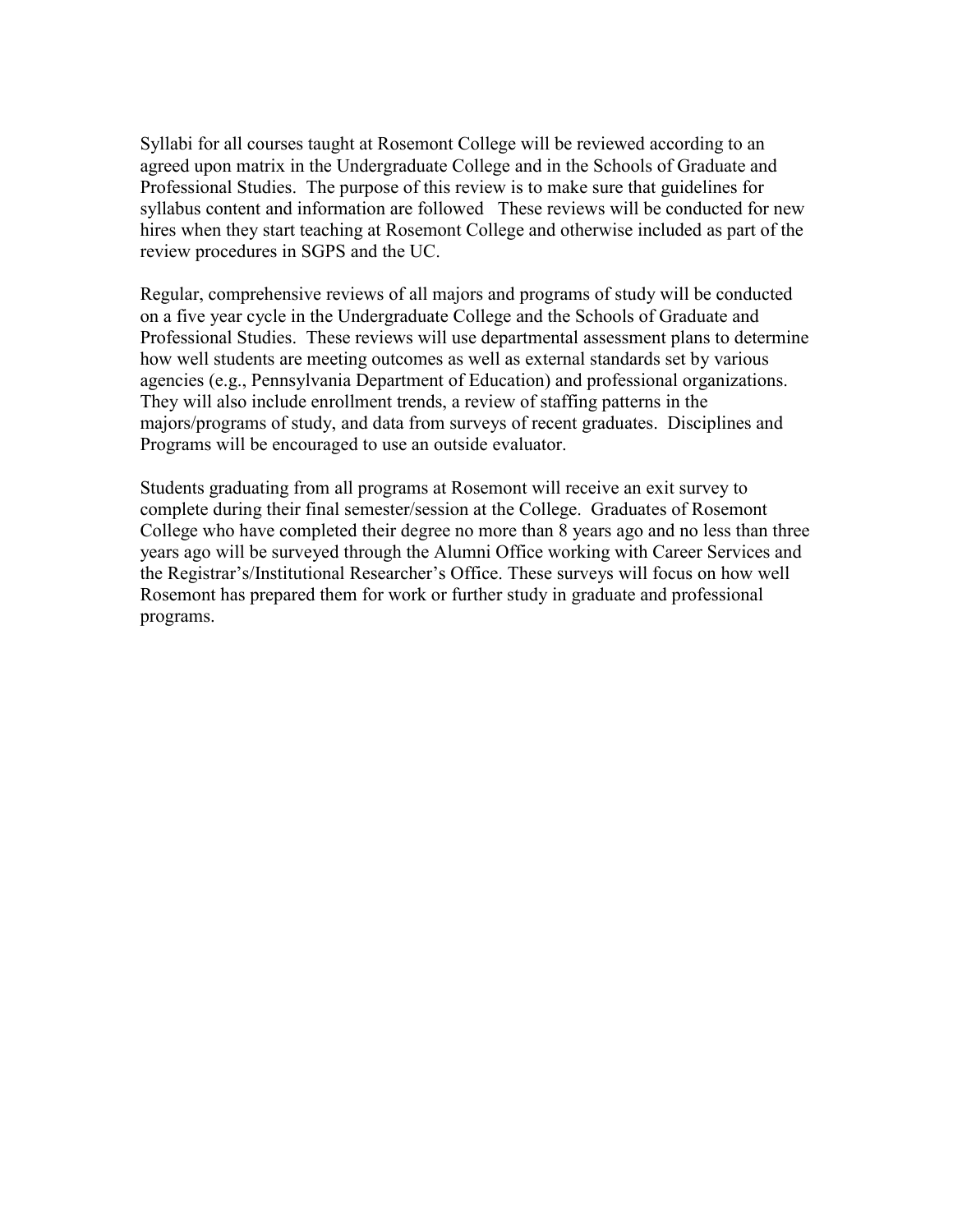Syllabi for all courses taught at Rosemont College will be reviewed according to an agreed upon matrix in the Undergraduate College and in the Schools of Graduate and Professional Studies. The purpose of this review is to make sure that guidelines for syllabus content and information are followed These reviews will be conducted for new hires when they start teaching at Rosemont College and otherwise included as part of the review procedures in SGPS and the UC.

Regular, comprehensive reviews of all majors and programs of study will be conducted on a five year cycle in the Undergraduate College and the Schools of Graduate and Professional Studies. These reviews will use departmental assessment plans to determine how well students are meeting outcomes as well as external standards set by various agencies (e.g., Pennsylvania Department of Education) and professional organizations. They will also include enrollment trends, a review of staffing patterns in the majors/programs of study, and data from surveys of recent graduates. Disciplines and Programs will be encouraged to use an outside evaluator.

Students graduating from all programs at Rosemont will receive an exit survey to complete during their final semester/session at the College. Graduates of Rosemont College who have completed their degree no more than 8 years ago and no less than three years ago will be surveyed through the Alumni Office working with Career Services and the Registrar's/Institutional Researcher's Office. These surveys will focus on how well Rosemont has prepared them for work or further study in graduate and professional programs.